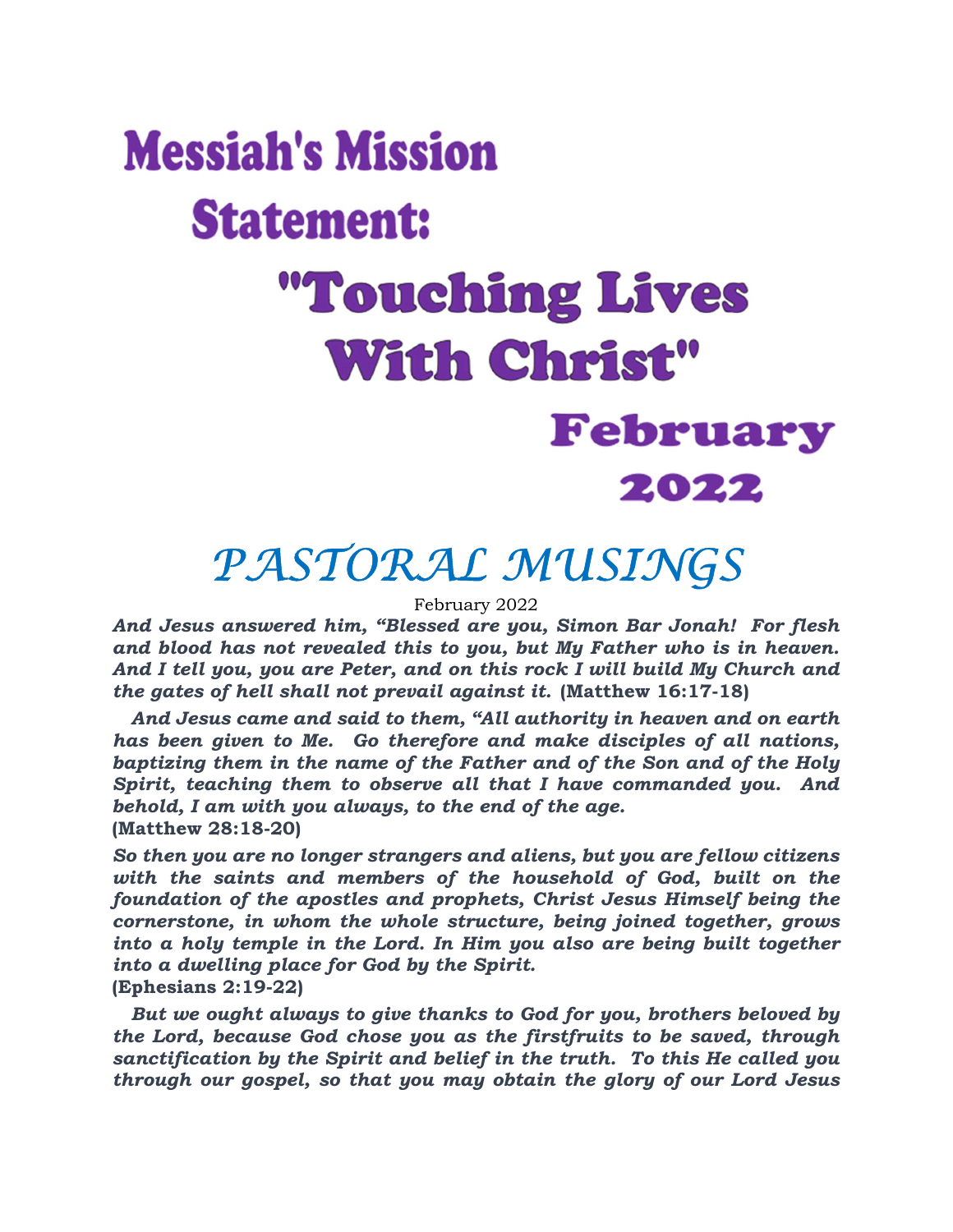# Messiah's Mission Statement:

# "Touching Lives With Christ"

## February 2022

# *PASTORAL MUSINGS*

February 2022

***And Jesus answered him, "Blessed are you, Simon Bar Jonah! For flesh and blood has not revealed this to you, but My Father who is in heaven. And I tell you, you are Peter, and on this rock I will build My Church and the gates of hell shall not prevail against it.*** **(Matthew 16:17-18)**

***And Jesus came and said to them, "All authority in heaven and on earth has been given to Me. Go therefore and make disciples of all nations, baptizing them in the name of the Father and of the Son and of the Holy Spirit, teaching them to observe all that I have commanded you. And behold, I am with you always, to the end of the age.***
**(Matthew 28:18-20)**

***So then you are no longer strangers and aliens, but you are fellow citizens with the saints and members of the household of God, built on the foundation of the apostles and prophets, Christ Jesus Himself being the cornerstone, in whom the whole structure, being joined together, grows into a holy temple in the Lord. In Him you also are being built together into a dwelling place for God by the Spirit.***
**(Ephesians 2:19-22)**

***But we ought always to give thanks to God for you, brothers beloved by the Lord, because God chose you as the firstfruits to be saved, through sanctification by the Spirit and belief in the truth. To this He called you through our gospel, so that you may obtain the glory of our Lord Jesus***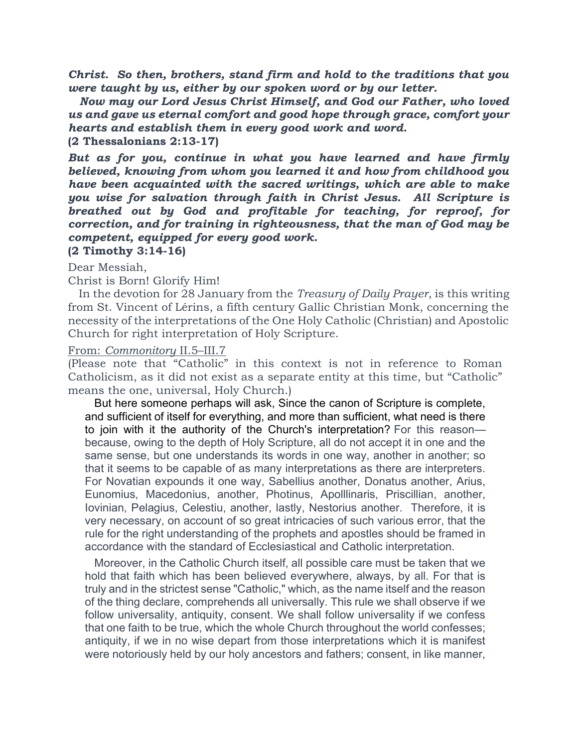***Christ. So then, brothers, stand firm and hold to the traditions that you were taught by us, either by our spoken word or by our letter.***

***Now may our Lord Jesus Christ Himself, and God our Father, who loved us and gave us eternal comfort and good hope through grace, comfort your hearts and establish them in every good work and word.***

**(2 Thessalonians 2:13-17)**

***But as for you, continue in what you have learned and have firmly believed, knowing from whom you learned it and how from childhood you have been acquainted with the sacred writings, which are able to make you wise for salvation through faith in Christ Jesus. All Scripture is breathed out by God and profitable for teaching, for reproof, for correction, and for training in righteousness, that the man of God may be competent, equipped for every good work.***

**(2 Timothy 3:14-16)**

Dear Messiah,

Christ is Born! Glorify Him!

In the devotion for 28 January from the *Treasury of Daily Prayer*, is this writing from St. Vincent of Lérins, a fifth century Gallic Christian Monk, concerning the necessity of the interpretations of the One Holy Catholic (Christian) and Apostolic Church for right interpretation of Holy Scripture.

From: *Commonitory* II.5–III.7

(Please note that "Catholic" in this context is not in reference to Roman Catholicism, as it did not exist as a separate entity at this time, but "Catholic" means the one, universal, Holy Church.)

> But here someone perhaps will ask, Since the canon of Scripture is complete, and sufficient of itself for everything, and more than sufficient, what need is there to join with it the authority of the Church's interpretation? For this reason—because, owing to the depth of Holy Scripture, all do not accept it in one and the same sense, but one understands its words in one way, another in another; so that it seems to be capable of as many interpretations as there are interpreters. For Novatian expounds it one way, Sabellius another, Donatus another, Arius, Eunomius, Macedonius, another, Photinus, Apolllinaris, Priscillian, another, Iovinian, Pelagius, Celestiu, another, lastly, Nestorius another. Therefore, it is very necessary, on account of so great intricacies of such various error, that the rule for the right understanding of the prophets and apostles should be framed in accordance with the standard of Ecclesiastical and Catholic interpretation.
>
> Moreover, in the Catholic Church itself, all possible care must be taken that we hold that faith which has been believed everywhere, always, by all. For that is truly and in the strictest sense "Catholic," which, as the name itself and the reason of the thing declare, comprehends all universally. This rule we shall observe if we follow universality, antiquity, consent. We shall follow universality if we confess that one faith to be true, which the whole Church throughout the world confesses; antiquity, if we in no wise depart from those interpretations which it is manifest were notoriously held by our holy ancestors and fathers; consent, in like manner,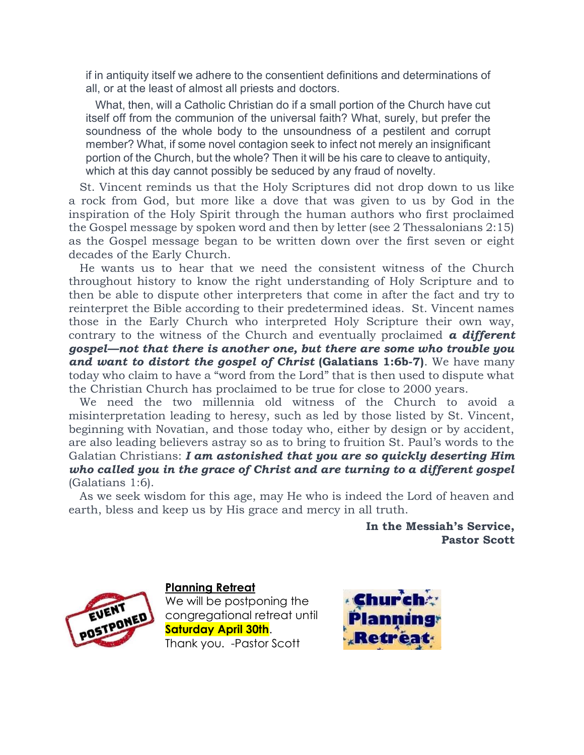if in antiquity itself we adhere to the consentient definitions and determinations of all, or at the least of almost all priests and doctors.

What, then, will a Catholic Christian do if a small portion of the Church have cut itself off from the communion of the universal faith? What, surely, but prefer the soundness of the whole body to the unsoundness of a pestilent and corrupt member? What, if some novel contagion seek to infect not merely an insignificant portion of the Church, but the whole? Then it will be his care to cleave to antiquity, which at this day cannot possibly be seduced by any fraud of novelty.

St. Vincent reminds us that the Holy Scriptures did not drop down to us like a rock from God, but more like a dove that was given to us by God in the inspiration of the Holy Spirit through the human authors who first proclaimed the Gospel message by spoken word and then by letter (see 2 Thessalonians 2:15) as the Gospel message began to be written down over the first seven or eight decades of the Early Church.

He wants us to hear that we need the consistent witness of the Church throughout history to know the right understanding of Holy Scripture and to then be able to dispute other interpreters that come in after the fact and try to reinterpret the Bible according to their predetermined ideas. St. Vincent names those in the Early Church who interpreted Holy Scripture their own way, contrary to the witness of the Church and eventually proclaimed ***a different gospel—not that there is another one, but there are some who trouble you and want to distort the gospel of Christ*** **(Galatians 1:6b-7)**. We have many today who claim to have a "word from the Lord" that is then used to dispute what the Christian Church has proclaimed to be true for close to 2000 years.

We need the two millennia old witness of the Church to avoid a misinterpretation leading to heresy, such as led by those listed by St. Vincent, beginning with Novatian, and those today who, either by design or by accident, are also leading believers astray so as to bring to fruition St. Paul's words to the Galatian Christians: ***I am astonished that you are so quickly deserting Him who called you in the grace of Christ and are turning to a different gospel*** (Galatians 1:6).

As we seek wisdom for this age, may He who is indeed the Lord of heaven and earth, bless and keep us by His grace and mercy in all truth.

**In the Messiah's Service,**
**Pastor Scott**

EVENT POSTPONED

**Planning Retreat**

We will be postponing the congregational retreat until **Saturday April 30th**.
Thank you. -Pastor Scott

Church Planning Retreat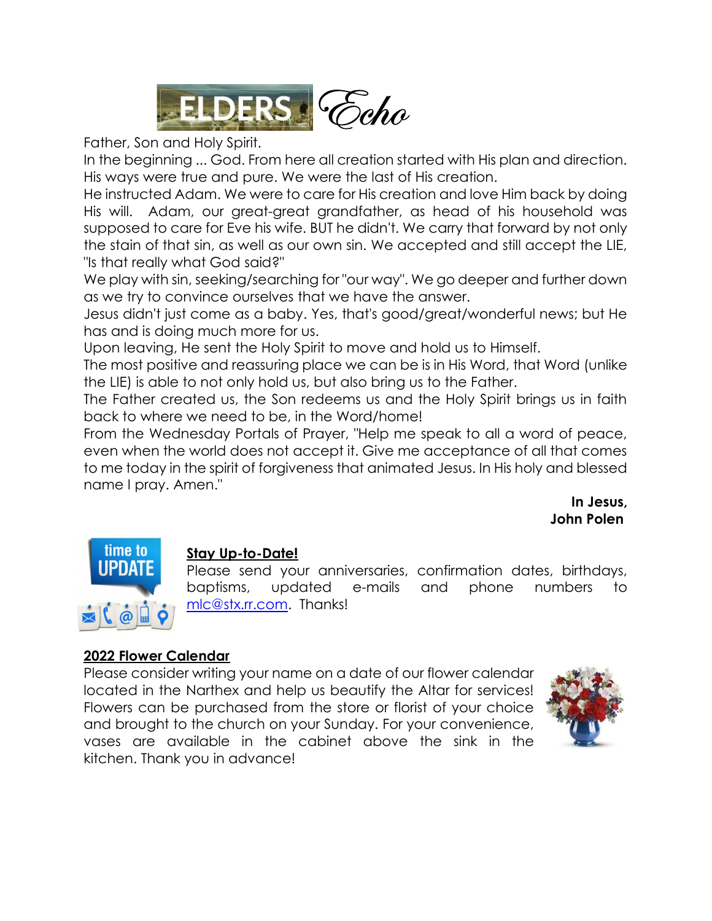# ELDERS Echo

Father, Son and Holy Spirit.

In the beginning ... God. From here all creation started with His plan and direction. His ways were true and pure. We were the last of His creation.

He instructed Adam. We were to care for His creation and love Him back by doing His will. Adam, our great-great grandfather, as head of his household was supposed to care for Eve his wife. BUT he didn't. We carry that forward by not only the stain of that sin, as well as our own sin. We accepted and still accept the LIE, "Is that really what God said?"

We play with sin, seeking/searching for "our way". We go deeper and further down as we try to convince ourselves that we have the answer.

Jesus didn't just come as a baby. Yes, that's good/great/wonderful news; but He has and is doing much more for us.

Upon leaving, He sent the Holy Spirit to move and hold us to Himself.

The most positive and reassuring place we can be is in His Word, that Word (unlike the LIE) is able to not only hold us, but also bring us to the Father.

The Father created us, the Son redeems us and the Holy Spirit brings us in faith back to where we need to be, in the Word/home!

From the Wednesday Portals of Prayer, "Help me speak to all a word of peace, even when the world does not accept it. Give me acceptance of all that comes to me today in the spirit of forgiveness that animated Jesus. In His holy and blessed name I pray. Amen."

**In Jesus,**
**John Polen**

## Stay Up-to-Date!

Please send your anniversaries, confirmation dates, birthdays, baptisms, updated e-mails and phone numbers to mlc@stx.rr.com. Thanks!

## 2022 Flower Calendar

Please consider writing your name on a date of our flower calendar located in the Narthex and help us beautify the Altar for services! Flowers can be purchased from the store or florist of your choice and brought to the church on your Sunday. For your convenience, vases are available in the cabinet above the sink in the kitchen. Thank you in advance!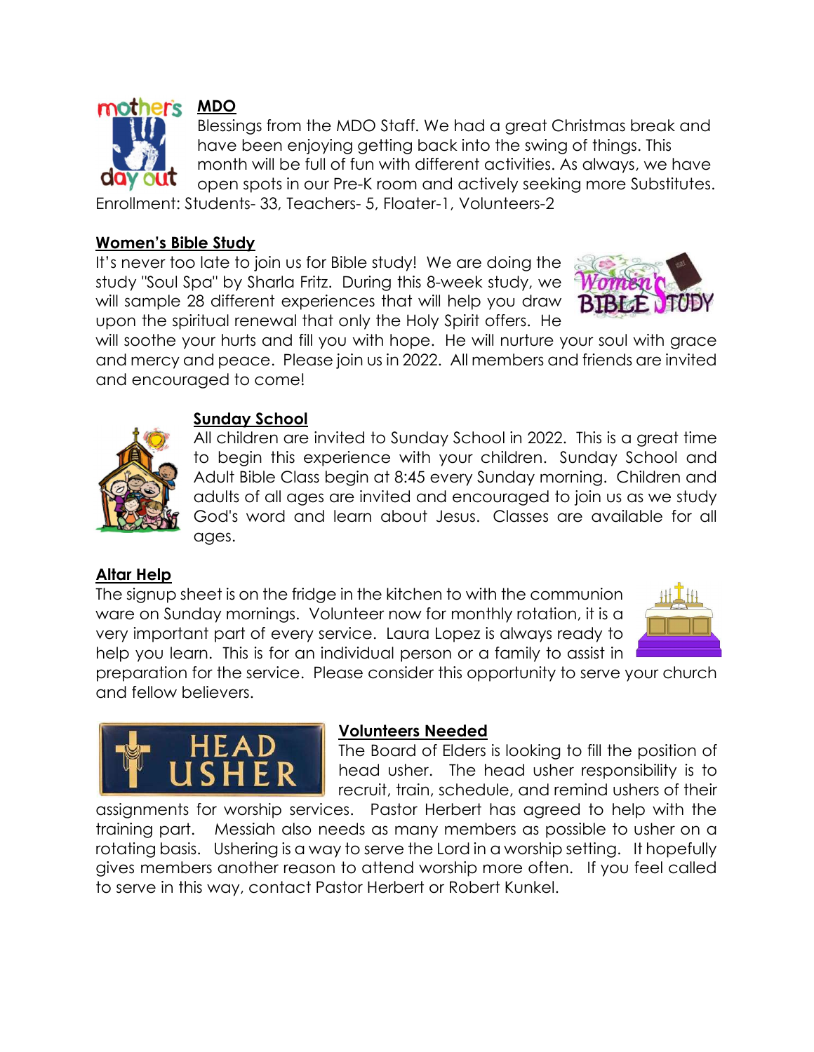## MDO

Blessings from the MDO Staff. We had a great Christmas break and have been enjoying getting back into the swing of things. This month will be full of fun with different activities. As always, we have open spots in our Pre-K room and actively seeking more Substitutes. Enrollment: Students- 33, Teachers- 5, Floater-1, Volunteers-2

## Women's Bible Study

It's never too late to join us for Bible study! We are doing the study "Soul Spa" by Sharla Fritz. During this 8-week study, we will sample 28 different experiences that will help you draw upon the spiritual renewal that only the Holy Spirit offers. He will soothe your hurts and fill you with hope. He will nurture your soul with grace and mercy and peace. Please join us in 2022. All members and friends are invited and encouraged to come!

## Sunday School

All children are invited to Sunday School in 2022. This is a great time to begin this experience with your children. Sunday School and Adult Bible Class begin at 8:45 every Sunday morning. Children and adults of all ages are invited and encouraged to join us as we study God's word and learn about Jesus. Classes are available for all ages.

## Altar Help

The signup sheet is on the fridge in the kitchen to with the communion ware on Sunday mornings. Volunteer now for monthly rotation, it is a very important part of every service. Laura Lopez is always ready to help you learn. This is for an individual person or a family to assist in preparation for the service. Please consider this opportunity to serve your church and fellow believers.

## Volunteers Needed

The Board of Elders is looking to fill the position of head usher. The head usher responsibility is to recruit, train, schedule, and remind ushers of their assignments for worship services. Pastor Herbert has agreed to help with the training part. Messiah also needs as many members as possible to usher on a rotating basis. Ushering is a way to serve the Lord in a worship setting. It hopefully gives members another reason to attend worship more often. If you feel called to serve in this way, contact Pastor Herbert or Robert Kunkel.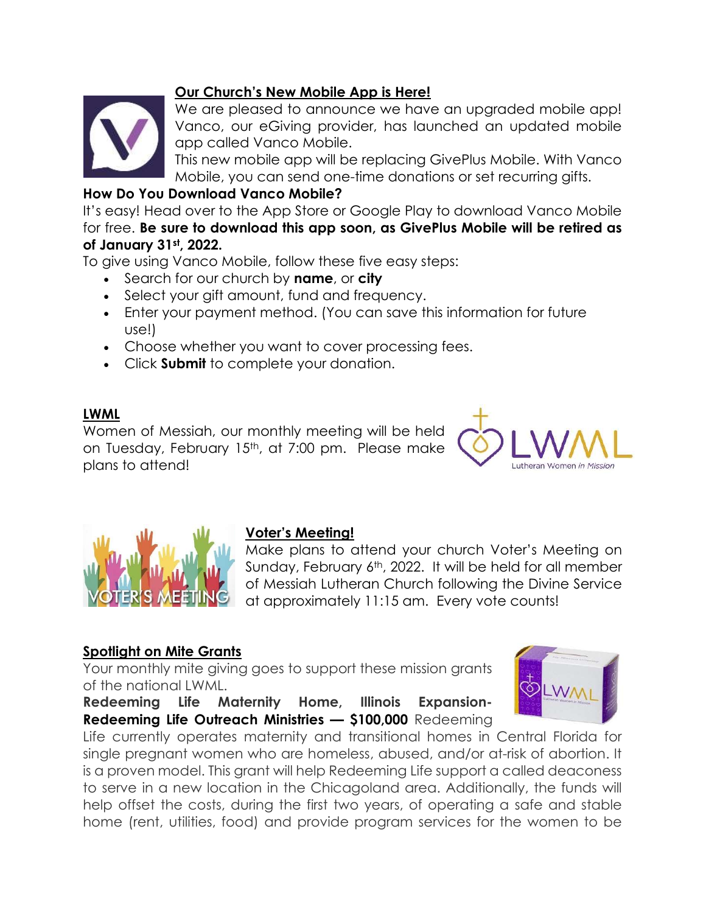## Our Church's New Mobile App is Here!

We are pleased to announce we have an upgraded mobile app! Vanco, our eGiving provider, has launched an updated mobile app called Vanco Mobile.

This new mobile app will be replacing GivePlus Mobile. With Vanco Mobile, you can send one-time donations or set recurring gifts.

**How Do You Download Vanco Mobile?**

It's easy! Head over to the App Store or Google Play to download Vanco Mobile for free. **Be sure to download this app soon, as GivePlus Mobile will be retired as of January 31st, 2022.**

To give using Vanco Mobile, follow these five easy steps:

- Search for our church by **name**, or **city**
- Select your gift amount, fund and frequency.
- Enter your payment method. (You can save this information for future use!)
- Choose whether you want to cover processing fees.
- Click **Submit** to complete your donation.

## LWML

Women of Messiah, our monthly meeting will be held on Tuesday, February 15th, at 7:00 pm. Please make plans to attend!

## Voter's Meeting!

Make plans to attend your church Voter's Meeting on Sunday, February 6th, 2022. It will be held for all member of Messiah Lutheran Church following the Divine Service at approximately 11:15 am. Every vote counts!

## Spotlight on Mite Grants

Your monthly mite giving goes to support these mission grants of the national LWML.

**Redeeming Life Maternity Home, Illinois Expansion-Redeeming Life Outreach Ministries — $100,000** Redeeming Life currently operates maternity and transitional homes in Central Florida for single pregnant women who are homeless, abused, and/or at-risk of abortion. It is a proven model. This grant will help Redeeming Life support a called deaconess to serve in a new location in the Chicagoland area. Additionally, the funds will help offset the costs, during the first two years, of operating a safe and stable home (rent, utilities, food) and provide program services for the women to be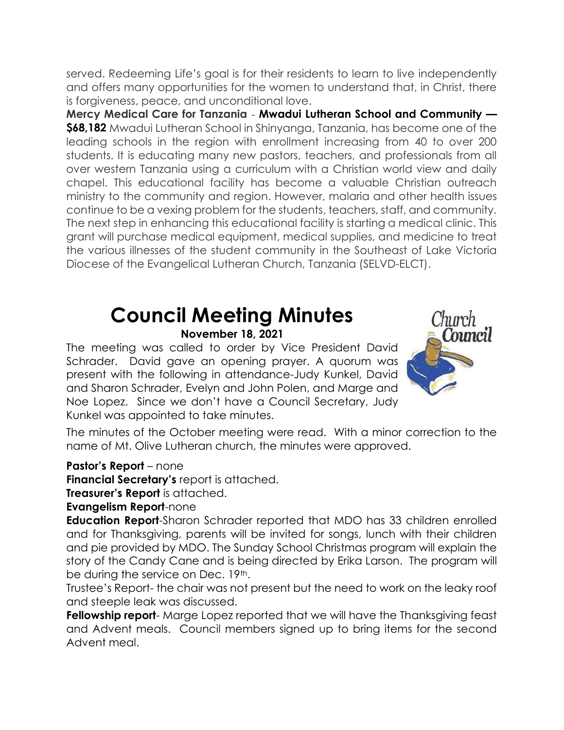served. Redeeming Life's goal is for their residents to learn to live independently and offers many opportunities for the women to understand that, in Christ, there is forgiveness, peace, and unconditional love.

**Mercy Medical Care for Tanzania** - **Mwadui Lutheran School and Community — $68,182** Mwadui Lutheran School in Shinyanga, Tanzania, has become one of the leading schools in the region with enrollment increasing from 40 to over 200 students. It is educating many new pastors, teachers, and professionals from all over western Tanzania using a curriculum with a Christian world view and daily chapel. This educational facility has become a valuable Christian outreach ministry to the community and region. However, malaria and other health issues continue to be a vexing problem for the students, teachers, staff, and community. The next step in enhancing this educational facility is starting a medical clinic. This grant will purchase medical equipment, medical supplies, and medicine to treat the various illnesses of the student community in the Southeast of Lake Victoria Diocese of the Evangelical Lutheran Church, Tanzania (SELVD-ELCT).

# Council Meeting Minutes

**November 18, 2021**

The meeting was called to order by Vice President David Schrader. David gave an opening prayer. A quorum was present with the following in attendance-Judy Kunkel, David and Sharon Schrader, Evelyn and John Polen, and Marge and Noe Lopez. Since we don't have a Council Secretary, Judy Kunkel was appointed to take minutes.

The minutes of the October meeting were read. With a minor correction to the name of Mt. Olive Lutheran church, the minutes were approved.

**Pastor's Report** – none

**Financial Secretary's** report is attached.

**Treasurer's Report** is attached.

**Evangelism Report**-none

**Education Report**-Sharon Schrader reported that MDO has 33 children enrolled and for Thanksgiving, parents will be invited for songs, lunch with their children and pie provided by MDO. The Sunday School Christmas program will explain the story of the Candy Cane and is being directed by Erika Larson. The program will be during the service on Dec. 19th.

Trustee's Report- the chair was not present but the need to work on the leaky roof and steeple leak was discussed.

**Fellowship report**- Marge Lopez reported that we will have the Thanksgiving feast and Advent meals. Council members signed up to bring items for the second Advent meal.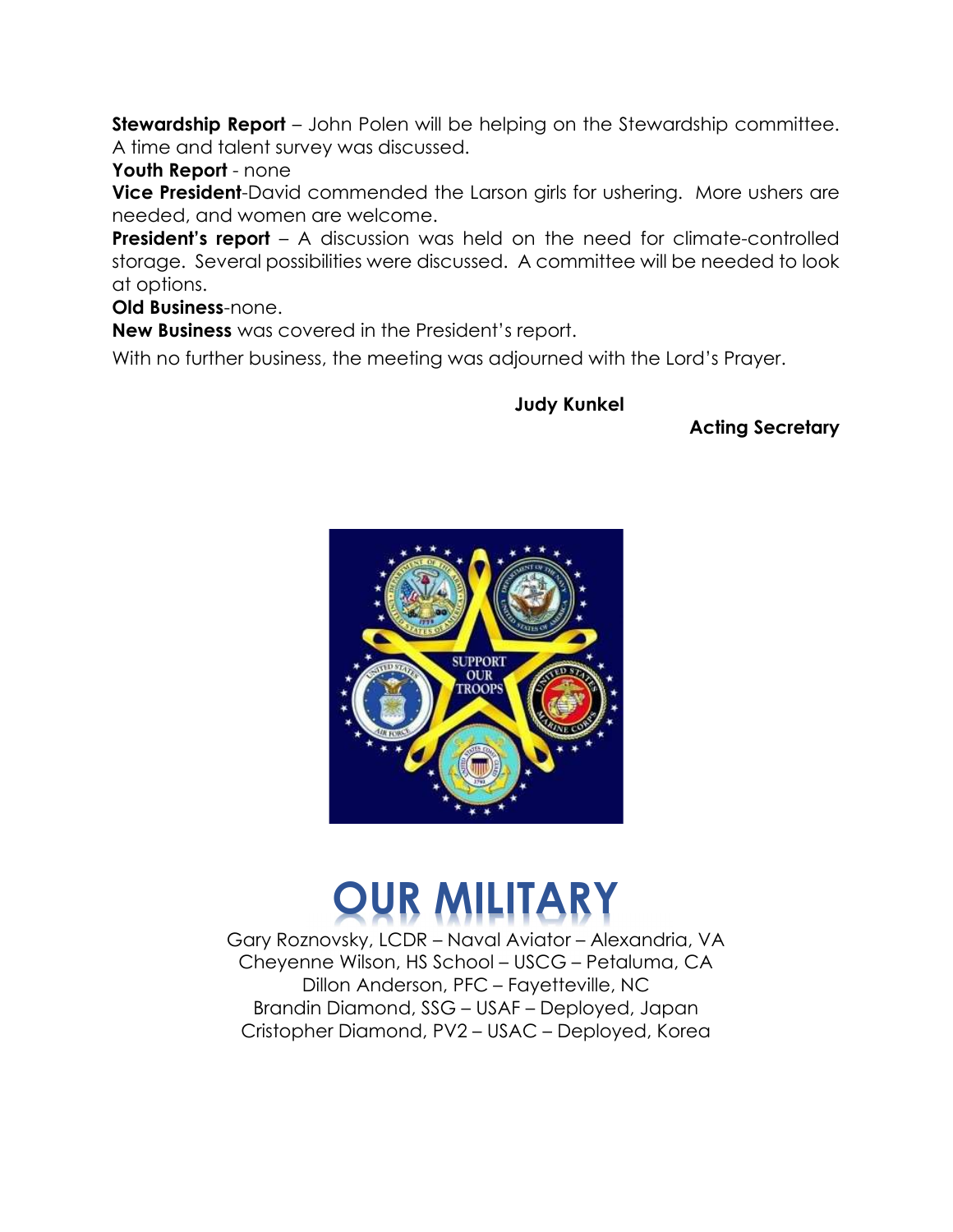**Stewardship Report** – John Polen will be helping on the Stewardship committee. A time and talent survey was discussed.

**Youth Report** - none

**Vice President**-David commended the Larson girls for ushering. More ushers are needed, and women are welcome.

**President's report** – A discussion was held on the need for climate-controlled storage. Several possibilities were discussed. A committee will be needed to look at options.

**Old Business**-none.

**New Business** was covered in the President's report.

With no further business, the meeting was adjourned with the Lord's Prayer.

**Judy Kunkel**

**Acting Secretary**

# OUR MILITARY

Gary Roznovsky, LCDR – Naval Aviator – Alexandria, VA
Cheyenne Wilson, HS School – USCG – Petaluma, CA
Dillon Anderson, PFC – Fayetteville, NC
Brandin Diamond, SSG – USAF – Deployed, Japan
Cristopher Diamond, PV2 – USAC – Deployed, Korea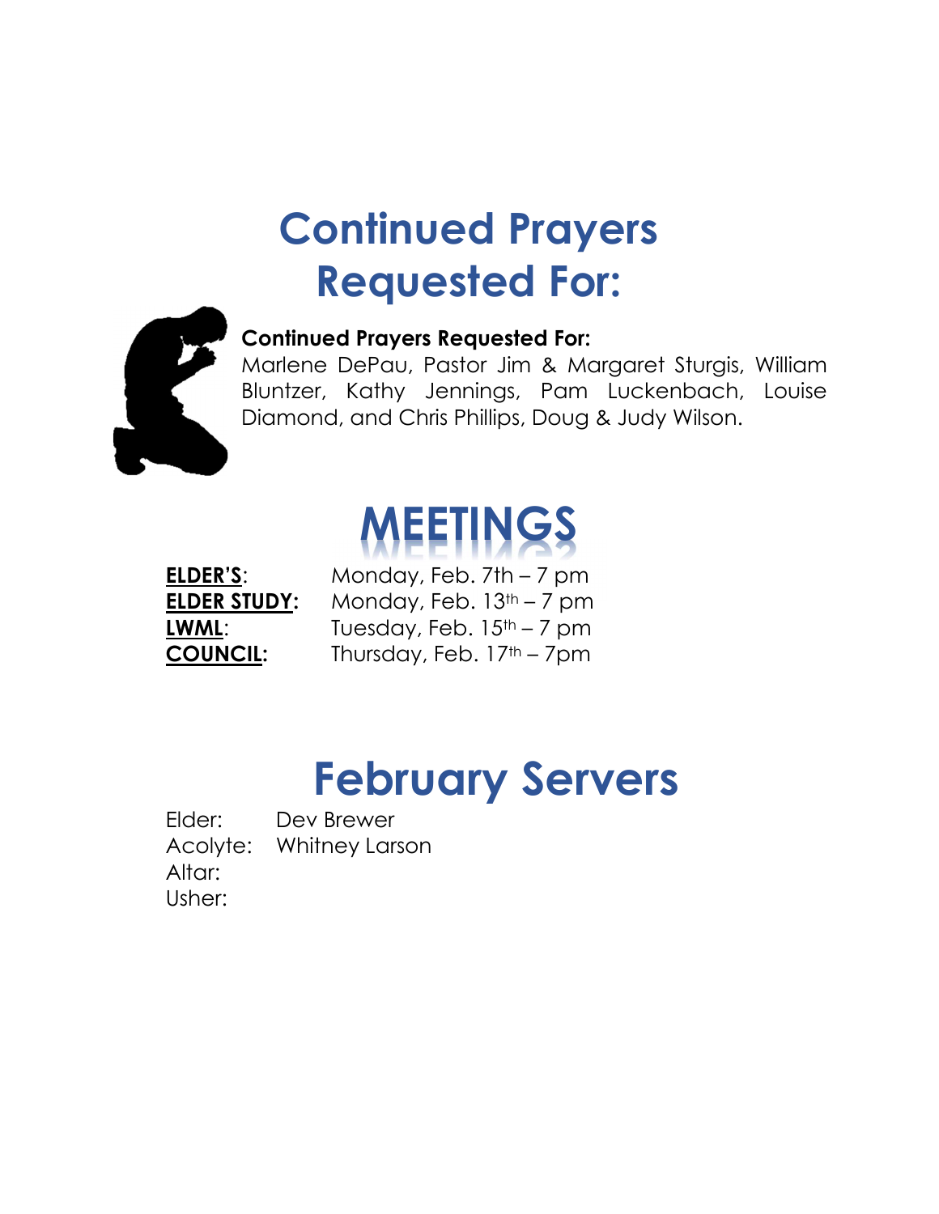# Continued Prayers Requested For:

**Continued Prayers Requested For:**
Marlene DePau, Pastor Jim & Margaret Sturgis, William Bluntzer, Kathy Jennings, Pam Luckenbach, Louise Diamond, and Chris Phillips, Doug & Judy Wilson.

# MEETINGS

| | |
|---|---|
| **ELDER'S**: | Monday, Feb. 7th – 7 pm |
| **ELDER STUDY:** | Monday, Feb. 13th – 7 pm |
| **LWML**: | Tuesday, Feb. 15th – 7 pm |
| **COUNCIL:** | Thursday, Feb. 17th – 7pm |

# February Servers

| | |
|---|---|
| Elder: | Dev Brewer |
| Acolyte: | Whitney Larson |
| Altar: | |
| Usher: | |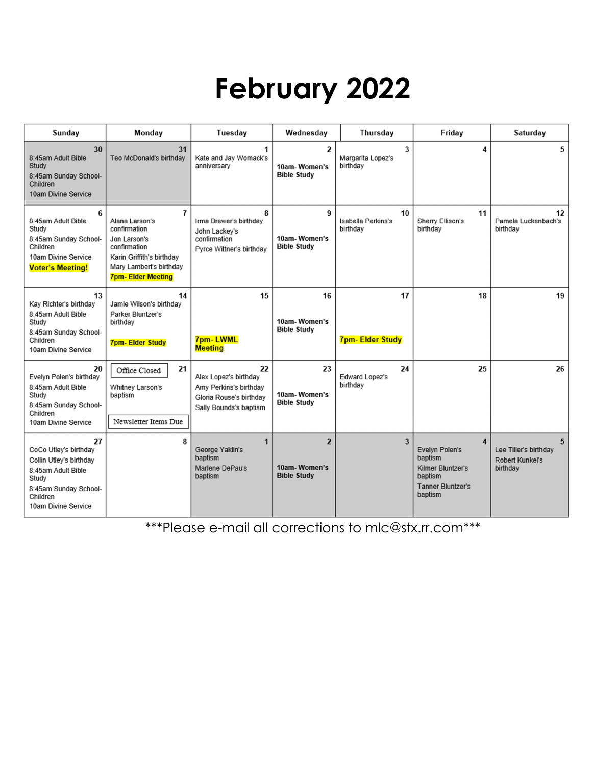# February 2022

| Sunday | Monday | Tuesday | Wednesday | Thursday | Friday | Saturday |
|---|---|---|---|---|---|---|
| 30<br>8:45am Adult Bible Study<br>8:45am Sunday School- Children<br>10am Divine Service | 31<br>Teo McDonald's birthday | 1<br>Kate and Jay Womack's anniversary | 2<br>**10am- Women's Bible Study** | 3<br>Margarita Lopez's birthday | 4 | 5 |
| 6<br>8:45am Adult Bible Study<br>8:45am Sunday School- Children<br>10am Divine Service<br>**Voter's Meeting!** | 7<br>Alana Larson's confirmation<br>Jon Larson's confirmation<br>Karin Griffith's birthday<br>Mary Lambert's birthday<br>**7pm- Elder Meeting** | 8<br>Irma Brewer's birthday<br>John Lackey's confirmation<br>Pyrce Wittner's birthday | 9<br>**10am- Women's Bible Study** | 10<br>Isabella Perkins's birthday | 11<br>Sherry Ellison's birthday | 12<br>Pamela Luckenbach's birthday |
| 13<br>Kay Richter's birthday<br>8:45am Adult Bible Study<br>8:45am Sunday School- Children<br>10am Divine Service | 14<br>Jamie Wilson's birthday<br>Parker Bluntzer's birthday<br>**7pm- Elder Study** | 15<br>**7pm- LWML Meeting** | 16<br>**10am- Women's Bible Study** | 17<br>**7pm- Elder Study** | 18 | 19 |
| 20<br>Evelyn Polen's birthday<br>8:45am Adult Bible Study<br>8:45am Sunday School- Children<br>10am Divine Service | 21<br>Office Closed<br>Whitney Larson's baptism<br>Newsletter Items Due | 22<br>Alex Lopez's birthday<br>Amy Perkins's birthday<br>Gloria Rouse's birthday<br>Sally Bounds's baptism | 23<br>**10am- Women's Bible Study** | 24<br>Edward Lopez's birthday | 25 | 26 |
| 27<br>CoCo Utley's birthday<br>Collin Utley's birthday<br>8:45am Adult Bible Study<br>8:45am Sunday School- Children<br>10am Divine Service | 8 | 1<br>George Yaklin's baptism<br>Marlene DePau's baptism | 2<br>**10am- Women's Bible Study** | 3 | 4<br>Evelyn Polen's baptism<br>Kilmer Bluntzer's baptism<br>Tanner Bluntzer's baptism | 5<br>Lee Tiller's birthday<br>Robert Kunkel's birthday |

***Please e-mail all corrections to mlc@stx.rr.com***